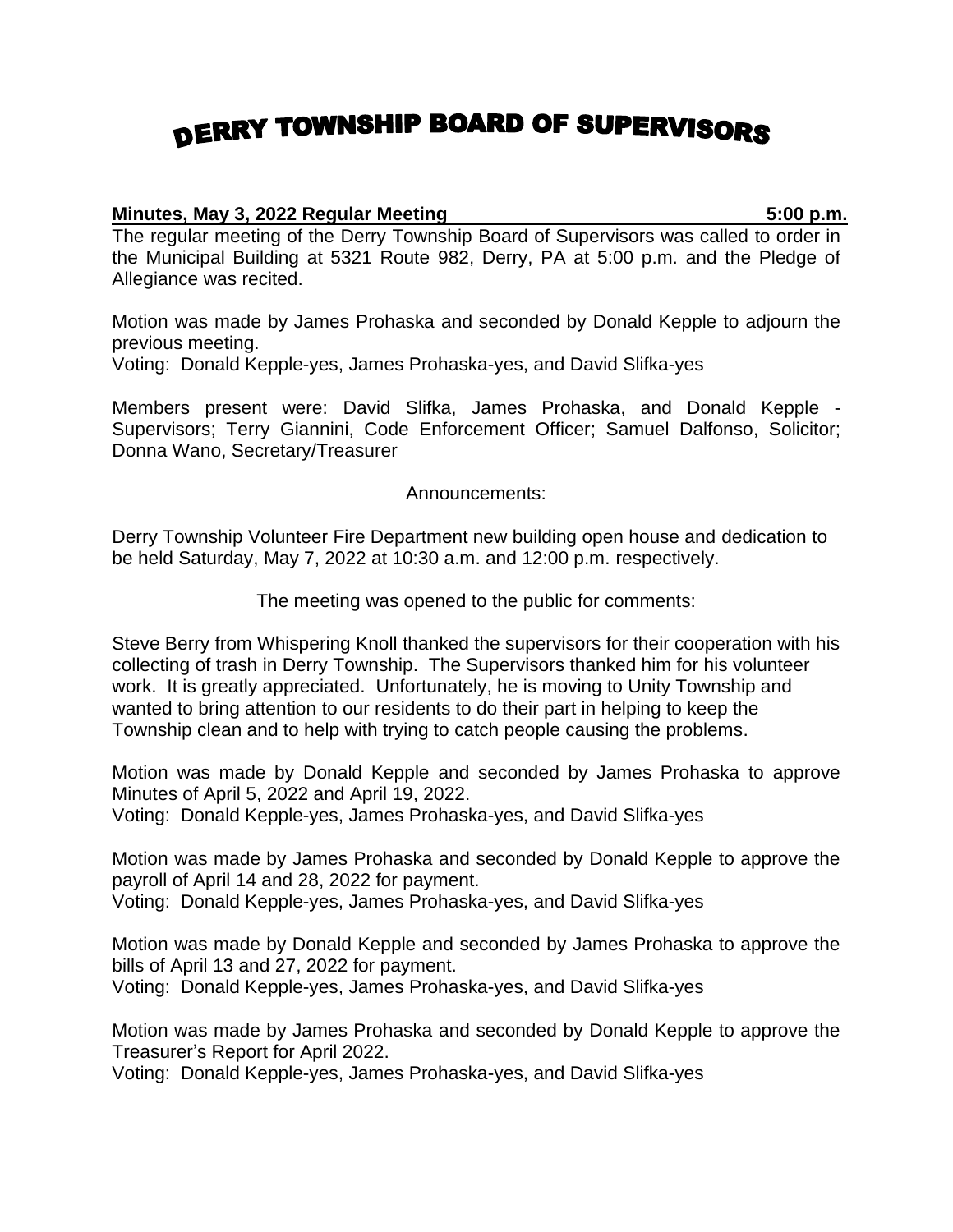# DERRY TOWNSHIP BOARD OF SUPERVISORS

**Minutes, May 3, 2022 Regular Meeting 5:00 p.m.**

The regular meeting of the Derry Township Board of Supervisors was called to order in the Municipal Building at 5321 Route 982, Derry, PA at 5:00 p.m. and the Pledge of Allegiance was recited.

Motion was made by James Prohaska and seconded by Donald Kepple to adjourn the previous meeting.
Voting: Donald Kepple-yes, James Prohaska-yes, and David Slifka-yes

Members present were: David Slifka, James Prohaska, and Donald Kepple - Supervisors; Terry Giannini, Code Enforcement Officer; Samuel Dalfonso, Solicitor; Donna Wano, Secretary/Treasurer

Announcements:

Derry Township Volunteer Fire Department new building open house and dedication to be held Saturday, May 7, 2022 at 10:30 a.m. and 12:00 p.m. respectively.

The meeting was opened to the public for comments:

Steve Berry from Whispering Knoll thanked the supervisors for their cooperation with his collecting of trash in Derry Township. The Supervisors thanked him for his volunteer work. It is greatly appreciated. Unfortunately, he is moving to Unity Township and wanted to bring attention to our residents to do their part in helping to keep the Township clean and to help with trying to catch people causing the problems.

Motion was made by Donald Kepple and seconded by James Prohaska to approve Minutes of April 5, 2022 and April 19, 2022.
Voting: Donald Kepple-yes, James Prohaska-yes, and David Slifka-yes

Motion was made by James Prohaska and seconded by Donald Kepple to approve the payroll of April 14 and 28, 2022 for payment.
Voting: Donald Kepple-yes, James Prohaska-yes, and David Slifka-yes

Motion was made by Donald Kepple and seconded by James Prohaska to approve the bills of April 13 and 27, 2022 for payment.
Voting: Donald Kepple-yes, James Prohaska-yes, and David Slifka-yes

Motion was made by James Prohaska and seconded by Donald Kepple to approve the Treasurer's Report for April 2022.
Voting: Donald Kepple-yes, James Prohaska-yes, and David Slifka-yes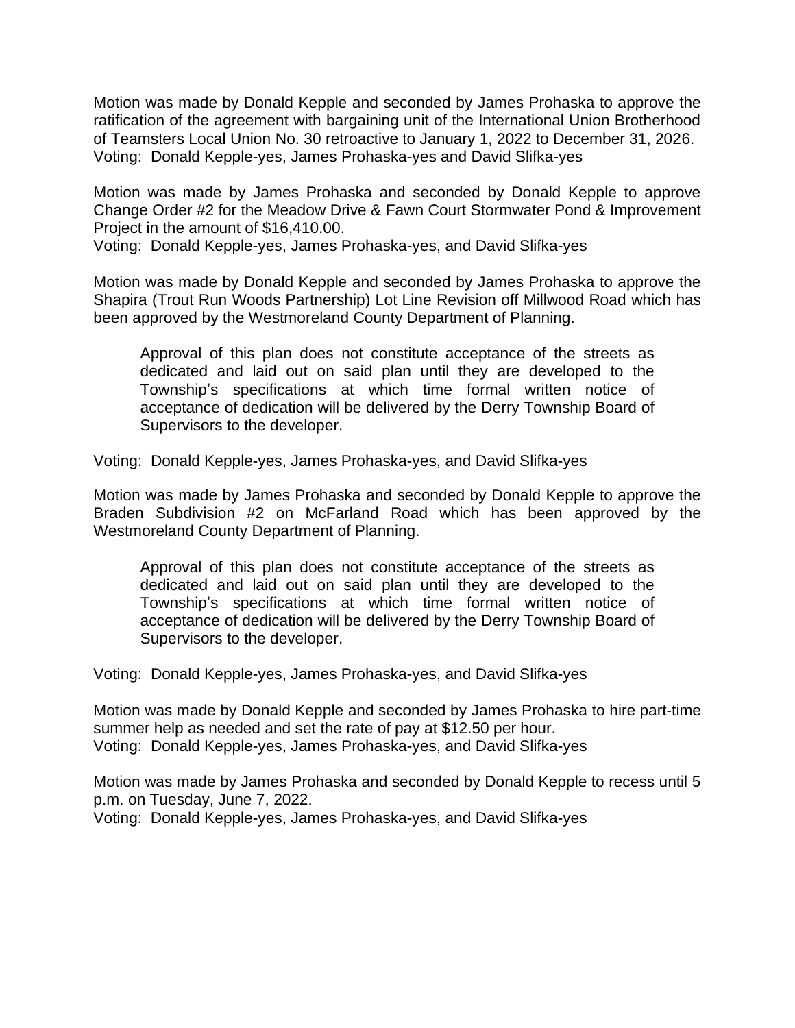Motion was made by Donald Kepple and seconded by James Prohaska to approve the ratification of the agreement with bargaining unit of the International Union Brotherhood of Teamsters Local Union No. 30 retroactive to January 1, 2022 to December 31, 2026.
Voting: Donald Kepple-yes, James Prohaska-yes and David Slifka-yes

Motion was made by James Prohaska and seconded by Donald Kepple to approve Change Order #2 for the Meadow Drive & Fawn Court Stormwater Pond & Improvement Project in the amount of $16,410.00.
Voting: Donald Kepple-yes, James Prohaska-yes, and David Slifka-yes

Motion was made by Donald Kepple and seconded by James Prohaska to approve the Shapira (Trout Run Woods Partnership) Lot Line Revision off Millwood Road which has been approved by the Westmoreland County Department of Planning.

> Approval of this plan does not constitute acceptance of the streets as dedicated and laid out on said plan until they are developed to the Township's specifications at which time formal written notice of acceptance of dedication will be delivered by the Derry Township Board of Supervisors to the developer.

Voting: Donald Kepple-yes, James Prohaska-yes, and David Slifka-yes

Motion was made by James Prohaska and seconded by Donald Kepple to approve the Braden Subdivision #2 on McFarland Road which has been approved by the Westmoreland County Department of Planning.

> Approval of this plan does not constitute acceptance of the streets as dedicated and laid out on said plan until they are developed to the Township's specifications at which time formal written notice of acceptance of dedication will be delivered by the Derry Township Board of Supervisors to the developer.

Voting: Donald Kepple-yes, James Prohaska-yes, and David Slifka-yes

Motion was made by Donald Kepple and seconded by James Prohaska to hire part-time summer help as needed and set the rate of pay at $12.50 per hour.
Voting: Donald Kepple-yes, James Prohaska-yes, and David Slifka-yes

Motion was made by James Prohaska and seconded by Donald Kepple to recess until 5 p.m. on Tuesday, June 7, 2022.
Voting: Donald Kepple-yes, James Prohaska-yes, and David Slifka-yes